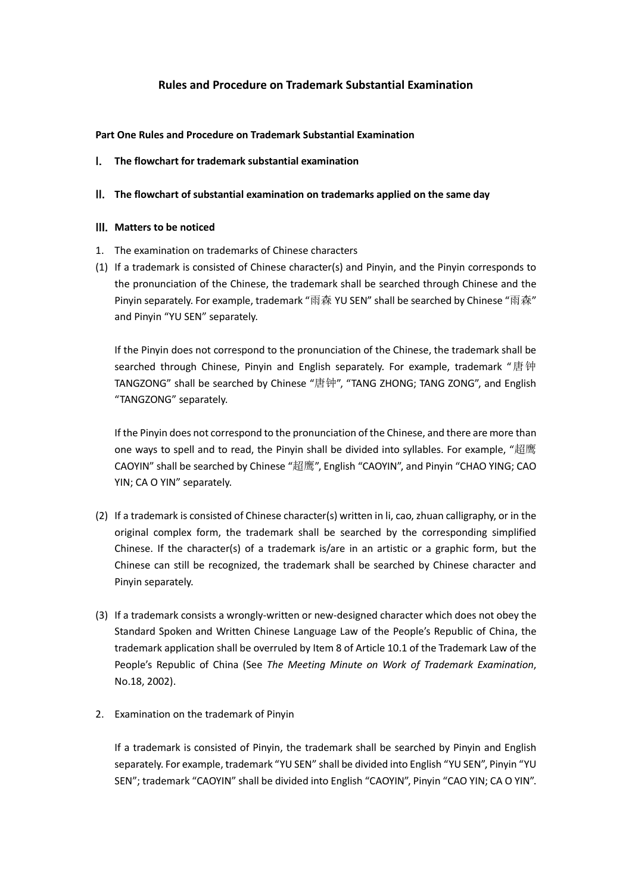# Rules and Procedure on Trademark Substantial Examination

**Part One Rules and Procedure on Trademark Substantial Examination**

## Ⅰ. The flowchart for trademark substantial examination

## Ⅱ. The flowchart of substantial examination on trademarks applied on the same day

## Ⅲ. Matters to be noticed

1. The examination on trademarks of Chinese characters

(1) If a trademark is consisted of Chinese character(s) and Pinyin, and the Pinyin corresponds to the pronunciation of the Chinese, the trademark shall be searched through Chinese and the Pinyin separately. For example, trademark "雨森 YU SEN" shall be searched by Chinese "雨森" and Pinyin "YU SEN" separately.

If the Pinyin does not correspond to the pronunciation of the Chinese, the trademark shall be searched through Chinese, Pinyin and English separately. For example, trademark "唐钟 TANGZONG" shall be searched by Chinese "唐钟", "TANG ZHONG; TANG ZONG", and English "TANGZONG" separately.

If the Pinyin does not correspond to the pronunciation of the Chinese, and there are more than one ways to spell and to read, the Pinyin shall be divided into syllables. For example, "超鹰 CAOYIN" shall be searched by Chinese "超鹰", English "CAOYIN", and Pinyin "CHAO YING; CAO YIN; CA O YIN" separately.

(2) If a trademark is consisted of Chinese character(s) written in li, cao, zhuan calligraphy, or in the original complex form, the trademark shall be searched by the corresponding simplified Chinese. If the character(s) of a trademark is/are in an artistic or a graphic form, but the Chinese can still be recognized, the trademark shall be searched by Chinese character and Pinyin separately.

(3) If a trademark consists a wrongly-written or new-designed character which does not obey the Standard Spoken and Written Chinese Language Law of the People's Republic of China, the trademark application shall be overruled by Item 8 of Article 10.1 of the Trademark Law of the People's Republic of China (See *The Meeting Minute on Work of Trademark Examination*, No.18, 2002).

2. Examination on the trademark of Pinyin

If a trademark is consisted of Pinyin, the trademark shall be searched by Pinyin and English separately. For example, trademark "YU SEN" shall be divided into English "YU SEN", Pinyin "YU SEN"; trademark "CAOYIN" shall be divided into English "CAOYIN", Pinyin "CAO YIN; CA O YIN".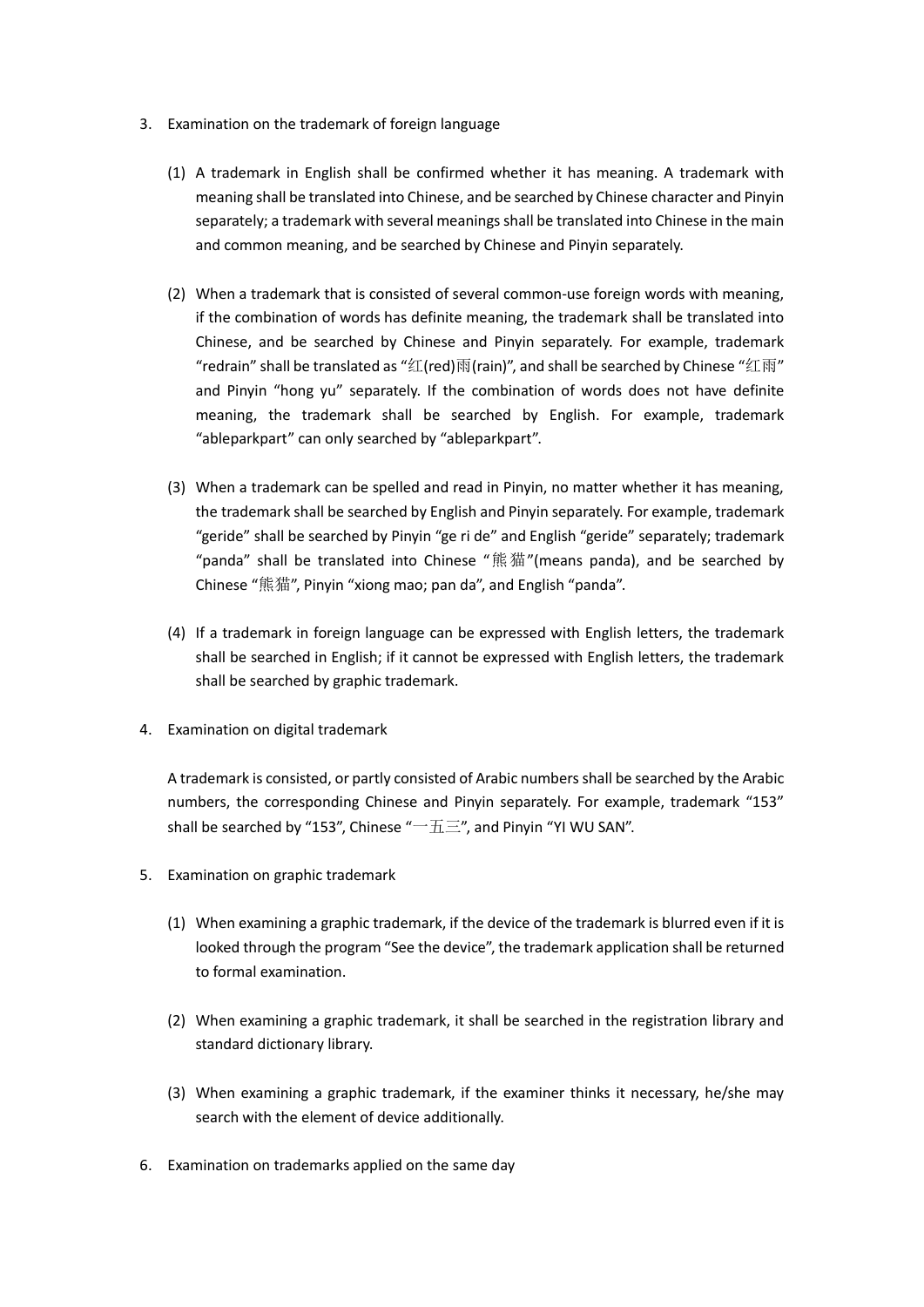3. Examination on the trademark of foreign language

   (1) A trademark in English shall be confirmed whether it has meaning. A trademark with meaning shall be translated into Chinese, and be searched by Chinese character and Pinyin separately; a trademark with several meanings shall be translated into Chinese in the main and common meaning, and be searched by Chinese and Pinyin separately.

   (2) When a trademark that is consisted of several common-use foreign words with meaning, if the combination of words has definite meaning, the trademark shall be translated into Chinese, and be searched by Chinese and Pinyin separately. For example, trademark "redrain" shall be translated as "红(red)雨(rain)", and shall be searched by Chinese "红雨" and Pinyin "hong yu" separately. If the combination of words does not have definite meaning, the trademark shall be searched by English. For example, trademark "ableparkpart" can only searched by "ableparkpart".

   (3) When a trademark can be spelled and read in Pinyin, no matter whether it has meaning, the trademark shall be searched by English and Pinyin separately. For example, trademark "geride" shall be searched by Pinyin "ge ri de" and English "geride" separately; trademark "panda" shall be translated into Chinese "熊猫"(means panda), and be searched by Chinese "熊猫", Pinyin "xiong mao; pan da", and English "panda".

   (4) If a trademark in foreign language can be expressed with English letters, the trademark shall be searched in English; if it cannot be expressed with English letters, the trademark shall be searched by graphic trademark.

4. Examination on digital trademark

   A trademark is consisted, or partly consisted of Arabic numbers shall be searched by the Arabic numbers, the corresponding Chinese and Pinyin separately. For example, trademark "153" shall be searched by "153", Chinese "一五三", and Pinyin "YI WU SAN".

5. Examination on graphic trademark

   (1) When examining a graphic trademark, if the device of the trademark is blurred even if it is looked through the program "See the device", the trademark application shall be returned to formal examination.

   (2) When examining a graphic trademark, it shall be searched in the registration library and standard dictionary library.

   (3) When examining a graphic trademark, if the examiner thinks it necessary, he/she may search with the element of device additionally.

6. Examination on trademarks applied on the same day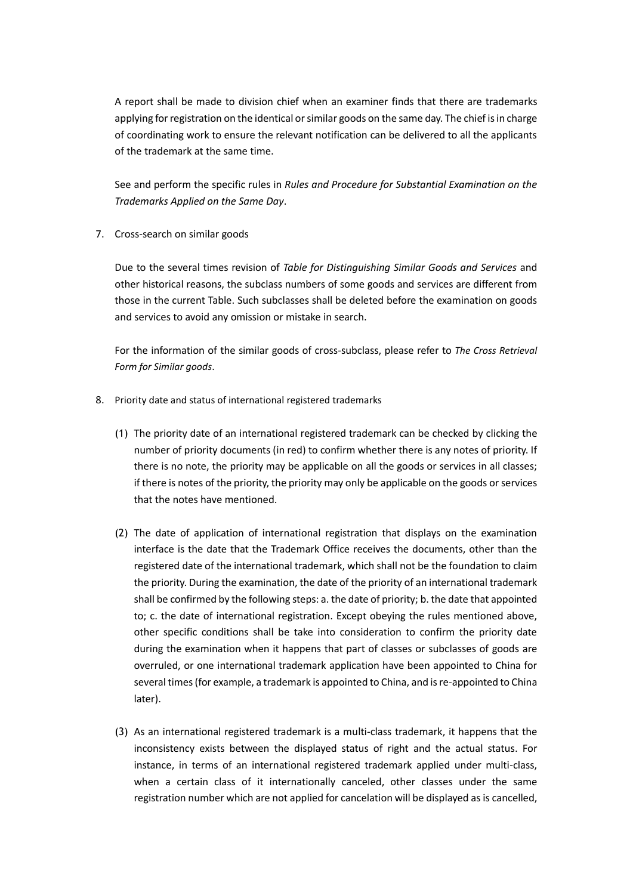A report shall be made to division chief when an examiner finds that there are trademarks applying for registration on the identical or similar goods on the same day. The chief is in charge of coordinating work to ensure the relevant notification can be delivered to all the applicants of the trademark at the same time.

See and perform the specific rules in *Rules and Procedure for Substantial Examination on the Trademarks Applied on the Same Day*.

7. Cross-search on similar goods

   Due to the several times revision of *Table for Distinguishing Similar Goods and Services* and other historical reasons, the subclass numbers of some goods and services are different from those in the current Table. Such subclasses shall be deleted before the examination on goods and services to avoid any omission or mistake in search.

   For the information of the similar goods of cross-subclass, please refer to *The Cross Retrieval Form for Similar goods*.

8. Priority date and status of international registered trademarks

   (1) The priority date of an international registered trademark can be checked by clicking the number of priority documents (in red) to confirm whether there is any notes of priority. If there is no note, the priority may be applicable on all the goods or services in all classes; if there is notes of the priority, the priority may only be applicable on the goods or services that the notes have mentioned.

   (2) The date of application of international registration that displays on the examination interface is the date that the Trademark Office receives the documents, other than the registered date of the international trademark, which shall not be the foundation to claim the priority. During the examination, the date of the priority of an international trademark shall be confirmed by the following steps: a. the date of priority; b. the date that appointed to; c. the date of international registration. Except obeying the rules mentioned above, other specific conditions shall be take into consideration to confirm the priority date during the examination when it happens that part of classes or subclasses of goods are overruled, or one international trademark application have been appointed to China for several times (for example, a trademark is appointed to China, and is re-appointed to China later).

   (3) As an international registered trademark is a multi-class trademark, it happens that the inconsistency exists between the displayed status of right and the actual status. For instance, in terms of an international registered trademark applied under multi-class, when a certain class of it internationally canceled, other classes under the same registration number which are not applied for cancelation will be displayed as is cancelled,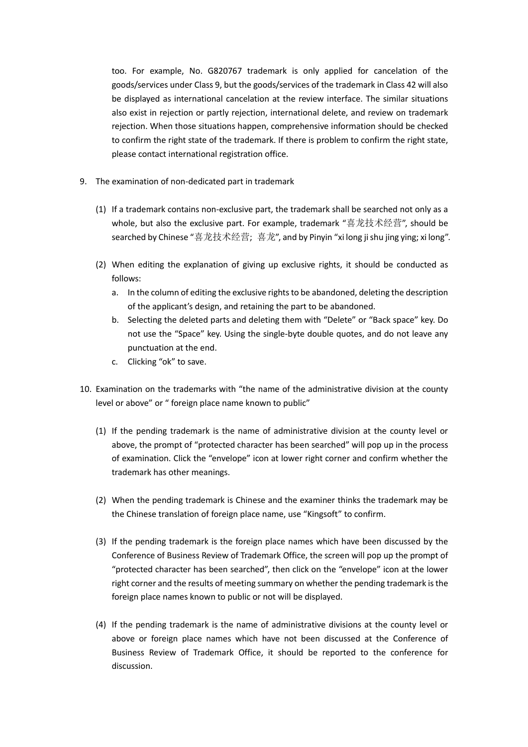too. For example, No. G820767 trademark is only applied for cancelation of the goods/services under Class 9, but the goods/services of the trademark in Class 42 will also be displayed as international cancelation at the review interface. The similar situations also exist in rejection or partly rejection, international delete, and review on trademark rejection. When those situations happen, comprehensive information should be checked to confirm the right state of the trademark. If there is problem to confirm the right state, please contact international registration office.

9. The examination of non-dedicated part in trademark

   (1) If a trademark contains non-exclusive part, the trademark shall be searched not only as a whole, but also the exclusive part. For example, trademark "喜龙技术经营", should be searched by Chinese "喜龙技术经营; 喜龙", and by Pinyin "xi long ji shu jing ying; xi long".

   (2) When editing the explanation of giving up exclusive rights, it should be conducted as follows:
      a. In the column of editing the exclusive rights to be abandoned, deleting the description of the applicant's design, and retaining the part to be abandoned.
      b. Selecting the deleted parts and deleting them with "Delete" or "Back space" key. Do not use the "Space" key. Using the single-byte double quotes, and do not leave any punctuation at the end.
      c. Clicking "ok" to save.

10. Examination on the trademarks with "the name of the administrative division at the county level or above" or " foreign place name known to public"

   (1) If the pending trademark is the name of administrative division at the county level or above, the prompt of "protected character has been searched" will pop up in the process of examination. Click the "envelope" icon at lower right corner and confirm whether the trademark has other meanings.

   (2) When the pending trademark is Chinese and the examiner thinks the trademark may be the Chinese translation of foreign place name, use "Kingsoft" to confirm.

   (3) If the pending trademark is the foreign place names which have been discussed by the Conference of Business Review of Trademark Office, the screen will pop up the prompt of "protected character has been searched", then click on the "envelope" icon at the lower right corner and the results of meeting summary on whether the pending trademark is the foreign place names known to public or not will be displayed.

   (4) If the pending trademark is the name of administrative divisions at the county level or above or foreign place names which have not been discussed at the Conference of Business Review of Trademark Office, it should be reported to the conference for discussion.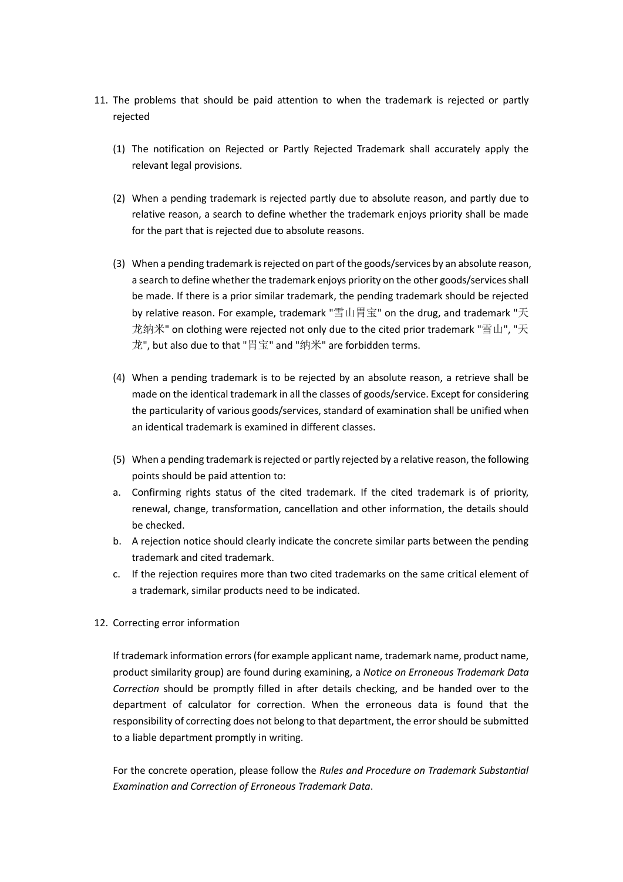11. The problems that should be paid attention to when the trademark is rejected or partly rejected

    (1) The notification on Rejected or Partly Rejected Trademark shall accurately apply the relevant legal provisions.

    (2) When a pending trademark is rejected partly due to absolute reason, and partly due to relative reason, a search to define whether the trademark enjoys priority shall be made for the part that is rejected due to absolute reasons.

    (3) When a pending trademark is rejected on part of the goods/services by an absolute reason, a search to define whether the trademark enjoys priority on the other goods/services shall be made. If there is a prior similar trademark, the pending trademark should be rejected by relative reason. For example, trademark "雪山胃宝" on the drug, and trademark "天龙纳米" on clothing were rejected not only due to the cited prior trademark "雪山", "天龙", but also due to that "胃宝" and "纳米" are forbidden terms.

    (4) When a pending trademark is to be rejected by an absolute reason, a retrieve shall be made on the identical trademark in all the classes of goods/service. Except for considering the particularity of various goods/services, standard of examination shall be unified when an identical trademark is examined in different classes.

    (5) When a pending trademark is rejected or partly rejected by a relative reason, the following points should be paid attention to:

    a. Confirming rights status of the cited trademark. If the cited trademark is of priority, renewal, change, transformation, cancellation and other information, the details should be checked.
    b. A rejection notice should clearly indicate the concrete similar parts between the pending trademark and cited trademark.
    c. If the rejection requires more than two cited trademarks on the same critical element of a trademark, similar products need to be indicated.

12. Correcting error information

    If trademark information errors (for example applicant name, trademark name, product name, product similarity group) are found during examining, a *Notice on Erroneous Trademark Data Correction* should be promptly filled in after details checking, and be handed over to the department of calculator for correction. When the erroneous data is found that the responsibility of correcting does not belong to that department, the error should be submitted to a liable department promptly in writing.

    For the concrete operation, please follow the *Rules and Procedure on Trademark Substantial Examination and Correction of Erroneous Trademark Data*.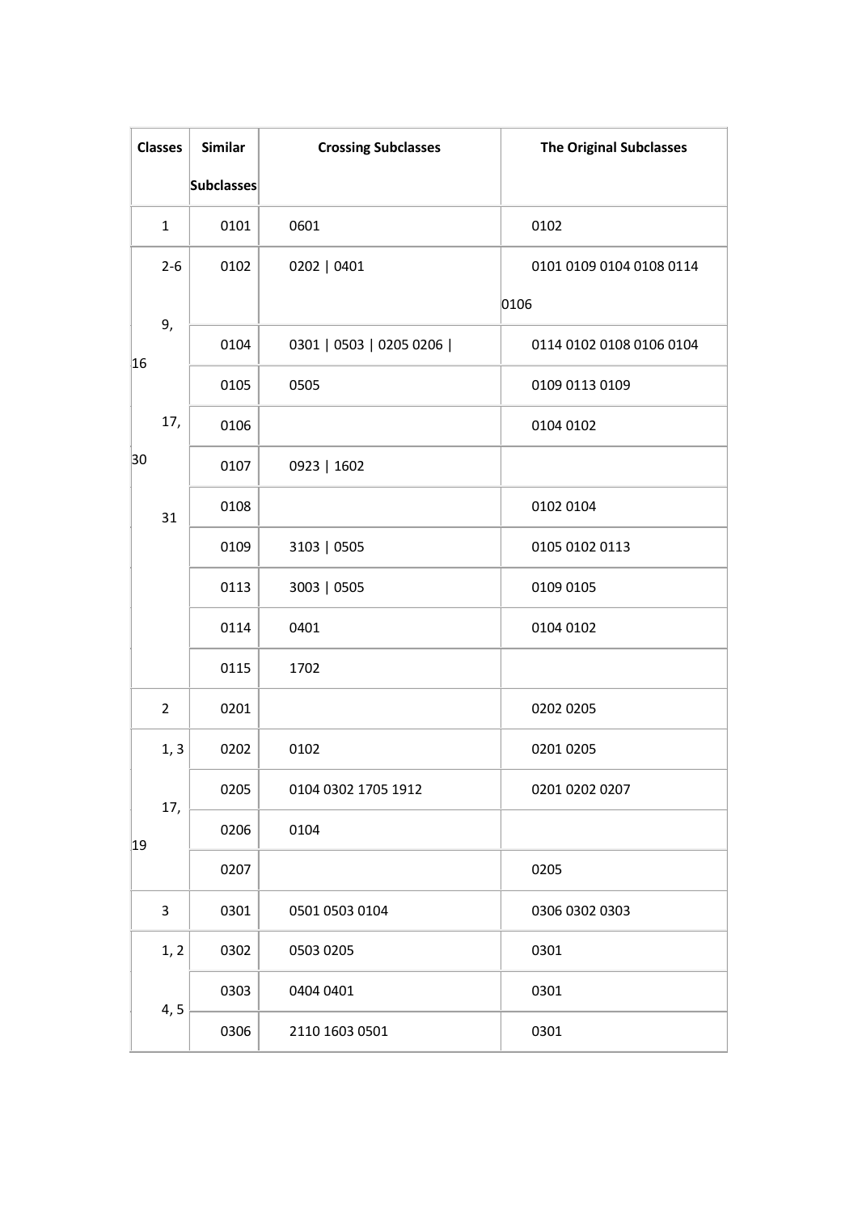| Classes | Similar Subclasses | Crossing Subclasses | The Original Subclasses |
|---|---|---|---|
| 1 | 0101 | 0601 | 0102 |
| 2-6 9, 16 17, 30 31 | 0102 | 0202 \| 0401 | 0101 0109 0104 0108 0114 0106 |
| | 0104 | 0301 \| 0503 \| 0205 0206 \| | 0114 0102 0108 0106 0104 |
| | 0105 | 0505 | 0109 0113 0109 |
| | 0106 | | 0104 0102 |
| | 0107 | 0923 \| 1602 | |
| | 0108 | | 0102 0104 |
| | 0109 | 3103 \| 0505 | 0105 0102 0113 |
| | 0113 | 3003 \| 0505 | 0109 0105 |
| | 0114 | 0401 | 0104 0102 |
| | 0115 | 1702 | |
| 2 | 0201 | | 0202 0205 |
| 1, 3 17, 19 | 0202 | 0102 | 0201 0205 |
| | 0205 | 0104 0302 1705 1912 | 0201 0202 0207 |
| | 0206 | 0104 | |
| | 0207 | | 0205 |
| 3 | 0301 | 0501 0503 0104 | 0306 0302 0303 |
| 1, 2 4, 5 | 0302 | 0503 0205 | 0301 |
| | 0303 | 0404 0401 | 0301 |
| | 0306 | 2110 1603 0501 | 0301 |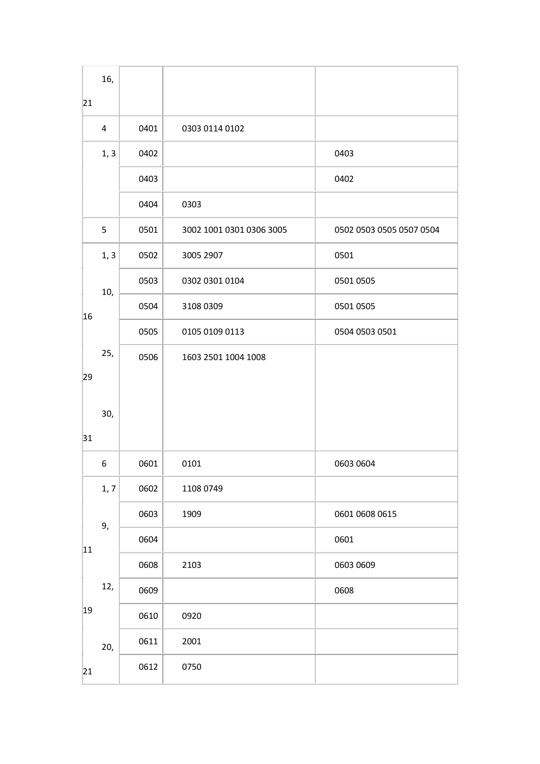| | | | |
|---|---|---|---|
| 16, 21 | | | |
| 4 | 0401 | 0303 0114 0102 | |
| 1, 3 | 0402 | | 0403 |
| | 0403 | | 0402 |
| | 0404 | 0303 | |
| 5 | 0501 | 3002 1001 0301 0306 3005 | 0502 0503 0505 0507 0504 |
| 1, 3 | 0502 | 3005 2907 | 0501 |
| 10, 16 | 0503 | 0302 0301 0104 | 0501 0505 |
| | 0504 | 3108 0309 | 0501 0505 |
| | 0505 | 0105 0109 0113 | 0504 0503 0501 |
| 25, 29 30, 31 | 0506 | 1603 2501 1004 1008 | |
| 6 | 0601 | 0101 | 0603 0604 |
| 1, 7 | 0602 | 1108 0749 | |
| 9, 11 | 0603 | 1909 | 0601 0608 0615 |
| | 0604 | | 0601 |
| | 0608 | 2103 | 0603 0609 |
| 12, 19 | 0609 | | 0608 |
| | 0610 | 0920 | |
| 20, 21 | 0611 | 2001 | |
| | 0612 | 0750 | |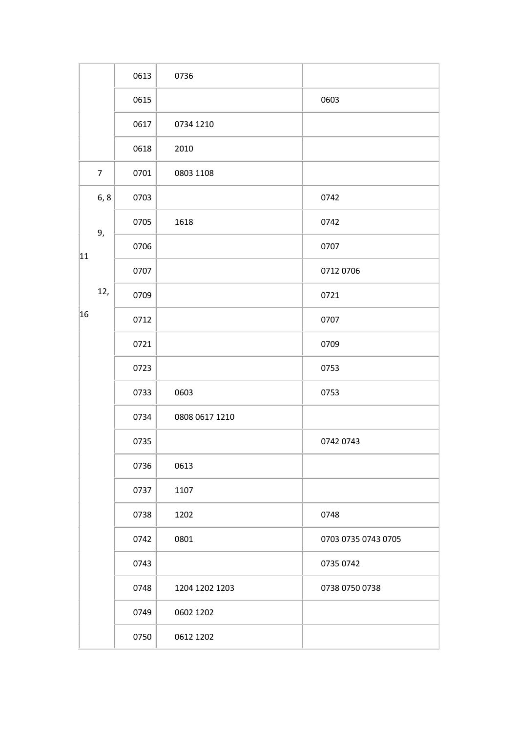| | | | |
|---|---|---|---|
| | 0613 | 0736 | |
| | 0615 | | 0603 |
| | 0617 | 0734 1210 | |
| | 0618 | 2010 | |
| 7 | 0701 | 0803 1108 | |
| 6, 8 9, 11 12, 16 | 0703 | | 0742 |
| | 0705 | 1618 | 0742 |
| | 0706 | | 0707 |
| | 0707 | | 0712 0706 |
| | 0709 | | 0721 |
| | 0712 | | 0707 |
| | 0721 | | 0709 |
| | 0723 | | 0753 |
| | 0733 | 0603 | 0753 |
| | 0734 | 0808 0617 1210 | |
| | 0735 | | 0742 0743 |
| | 0736 | 0613 | |
| | 0737 | 1107 | |
| | 0738 | 1202 | 0748 |
| | 0742 | 0801 | 0703 0735 0743 0705 |
| | 0743 | | 0735 0742 |
| | 0748 | 1204 1202 1203 | 0738 0750 0738 |
| | 0749 | 0602 1202 | |
| | 0750 | 0612 1202 | |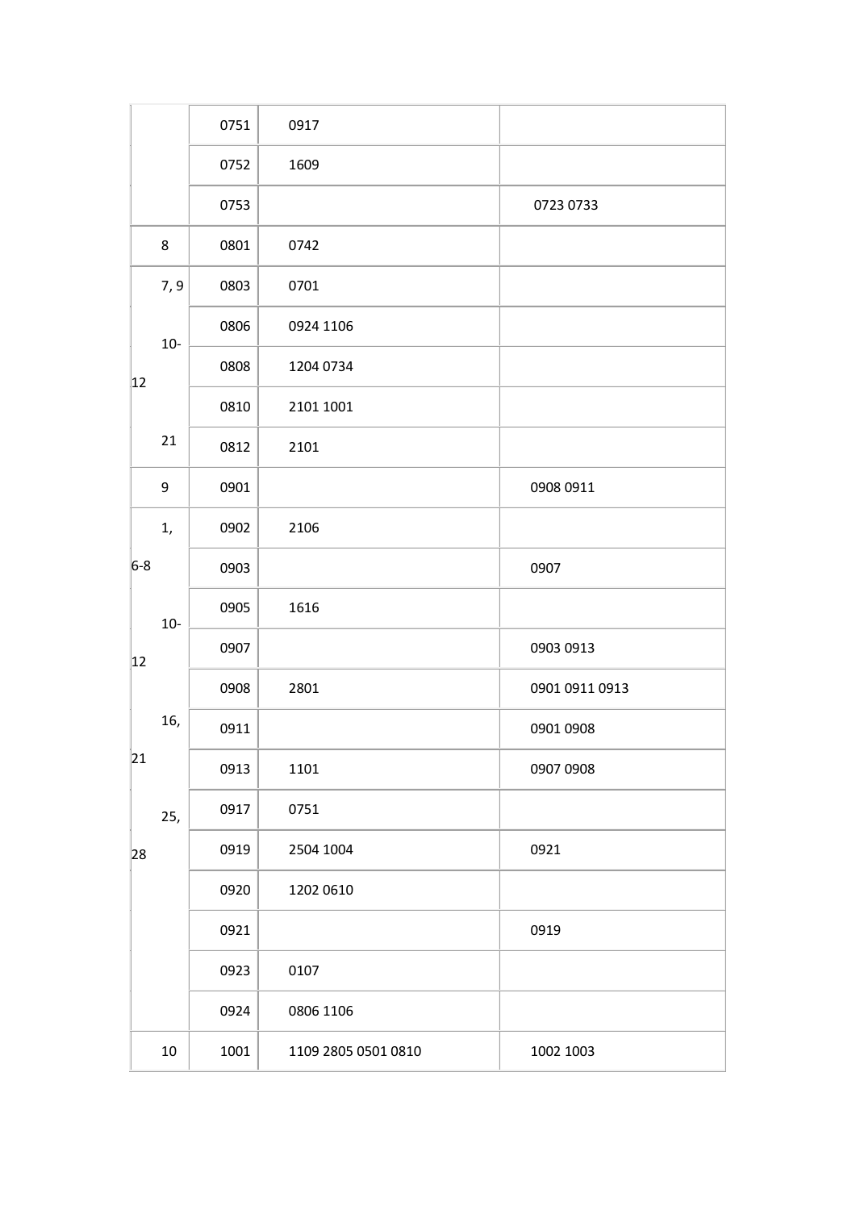| | | | |
|---|---|---|---|
| | 0751 | 0917 | |
| | 0752 | 1609 | |
| | 0753 | | 0723 0733 |
| 8 | 0801 | 0742 | |
| 7, 9 10-12 21 | 0803 | 0701 | |
| | 0806 | 0924 1106 | |
| | 0808 | 1204 0734 | |
| | 0810 | 2101 1001 | |
| | 0812 | 2101 | |
| 9 | 0901 | | 0908 0911 |
| 1, 6-8 10-12 16, 21 25, 28 | 0902 | 2106 | |
| | 0903 | | 0907 |
| | 0905 | 1616 | |
| | 0907 | | 0903 0913 |
| | 0908 | 2801 | 0901 0911 0913 |
| | 0911 | | 0901 0908 |
| | 0913 | 1101 | 0907 0908 |
| | 0917 | 0751 | |
| | 0919 | 2504 1004 | 0921 |
| | 0920 | 1202 0610 | |
| | 0921 | | 0919 |
| | 0923 | 0107 | |
| | 0924 | 0806 1106 | |
| 10 | 1001 | 1109 2805 0501 0810 | 1002 1003 |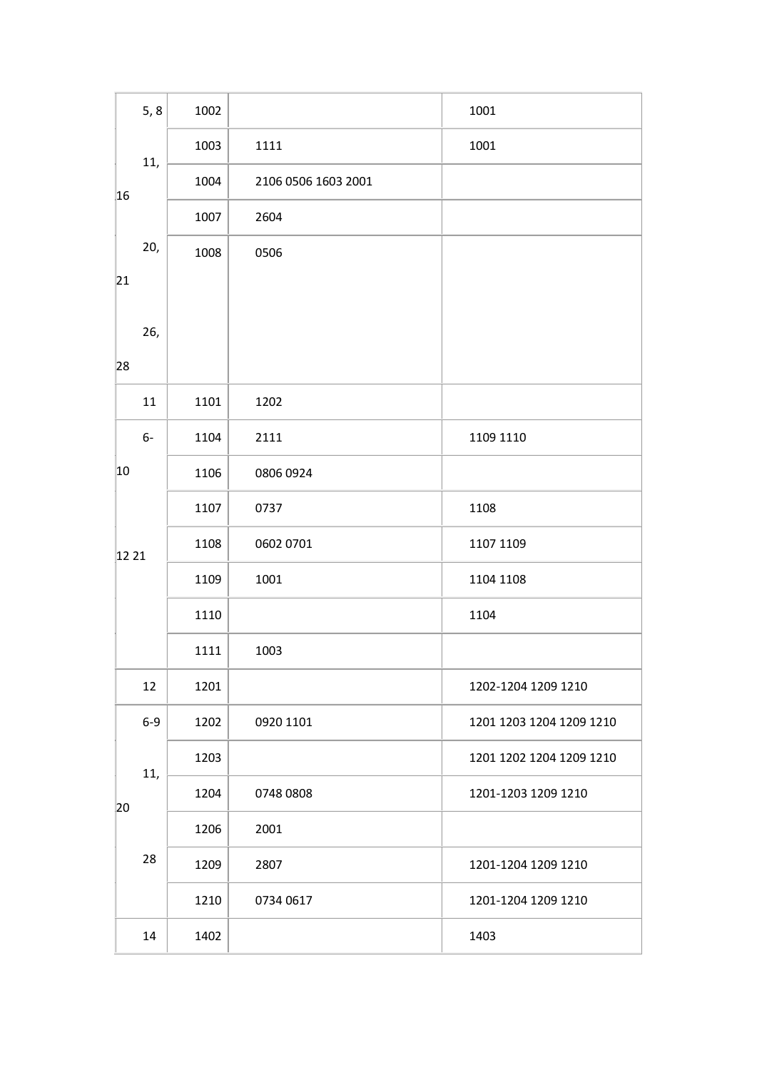| | | | |
|---|---|---|---|
| 5, 8 | 1002 | | 1001 |
| 11, 16 | 1003 | 1111 | 1001 |
| | 1004 | 2106 0506 1603 2001 | |
| | 1007 | 2604 | |
| 20, 21 26, 28 | 1008 | 0506 | |
| 11 | 1101 | 1202 | |
| 6-10 12 21 | 1104 | 2111 | 1109 1110 |
| | 1106 | 0806 0924 | |
| | 1107 | 0737 | 1108 |
| | 1108 | 0602 0701 | 1107 1109 |
| | 1109 | 1001 | 1104 1108 |
| | 1110 | | 1104 |
| | 1111 | 1003 | |
| 12 | 1201 | | 1202-1204 1209 1210 |
| 6-9 11, 20 28 | 1202 | 0920 1101 | 1201 1203 1204 1209 1210 |
| | 1203 | | 1201 1202 1204 1209 1210 |
| | 1204 | 0748 0808 | 1201-1203 1209 1210 |
| | 1206 | 2001 | |
| | 1209 | 2807 | 1201-1204 1209 1210 |
| | 1210 | 0734 0617 | 1201-1204 1209 1210 |
| 14 | 1402 | | 1403 |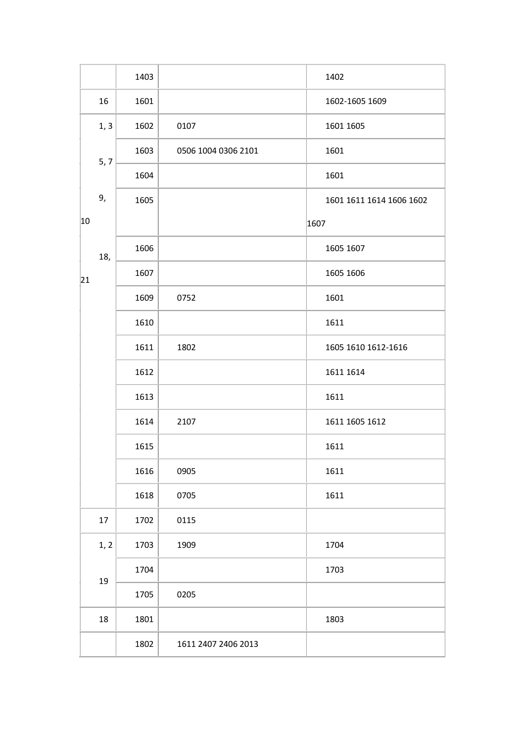| | | | |
|---|---|---|---|
| | 1403 | | 1402 |
| 16 | 1601 | | 1602-1605 1609 |
| 1, 3 5, 7 9, 10 18, 21 | 1602 | 0107 | 1601 1605 |
| | 1603 | 0506 1004 0306 2101 | 1601 |
| | 1604 | | 1601 |
| | 1605 | | 1601 1611 1614 1606 1602 1607 |
| | 1606 | | 1605 1607 |
| | 1607 | | 1605 1606 |
| | 1609 | 0752 | 1601 |
| | 1610 | | 1611 |
| | 1611 | 1802 | 1605 1610 1612-1616 |
| | 1612 | | 1611 1614 |
| | 1613 | | 1611 |
| | 1614 | 2107 | 1611 1605 1612 |
| | 1615 | | 1611 |
| | 1616 | 0905 | 1611 |
| | 1618 | 0705 | 1611 |
| 17 | 1702 | 0115 | |
| 1, 2 19 | 1703 | 1909 | 1704 |
| | 1704 | | 1703 |
| | 1705 | 0205 | |
| 18 | 1801 | | 1803 |
| | 1802 | 1611 2407 2406 2013 | |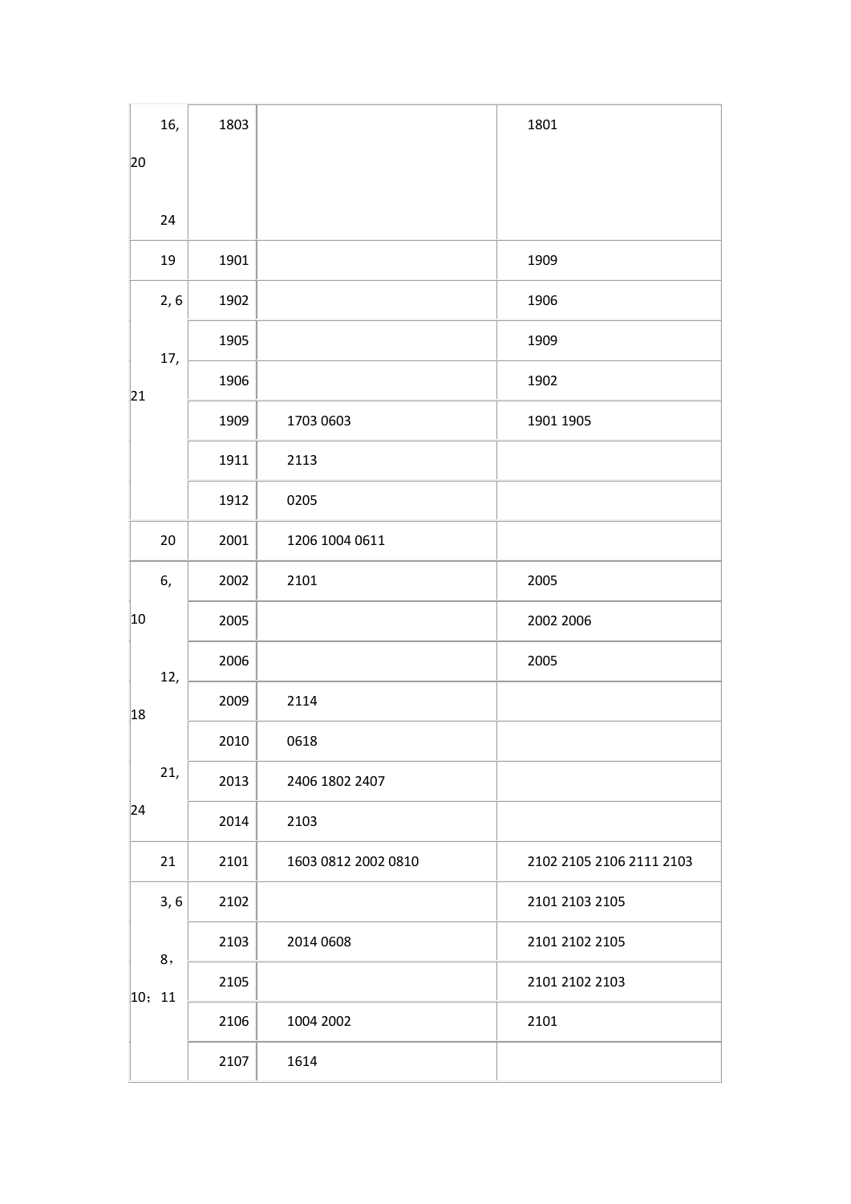| | | | |
|---|---|---|---|
| 16, 20 24 | 1803 | | 1801 |
| 19 | 1901 | | 1909 |
| 2, 6 17, 21 | 1902 | | 1906 |
| | 1905 | | 1909 |
| | 1906 | | 1902 |
| | 1909 | 1703 0603 | 1901 1905 |
| | 1911 | 2113 | |
| | 1912 | 0205 | |
| 20 | 2001 | 1206 1004 0611 | |
| 6, 10 12, 18 21, 24 | 2002 | 2101 | 2005 |
| | 2005 | | 2002 2006 |
| | 2006 | | 2005 |
| | 2009 | 2114 | |
| | 2010 | 0618 | |
| | 2013 | 2406 1802 2407 | |
| | 2014 | 2103 | |
| 21 | 2101 | 1603 0812 2002 0810 | 2102 2105 2106 2111 2103 |
| 3, 6 8， 10；11 | 2102 | | 2101 2103 2105 |
| | 2103 | 2014 0608 | 2101 2102 2105 |
| | 2105 | | 2101 2102 2103 |
| | 2106 | 1004 2002 | 2101 |
| | 2107 | 1614 | |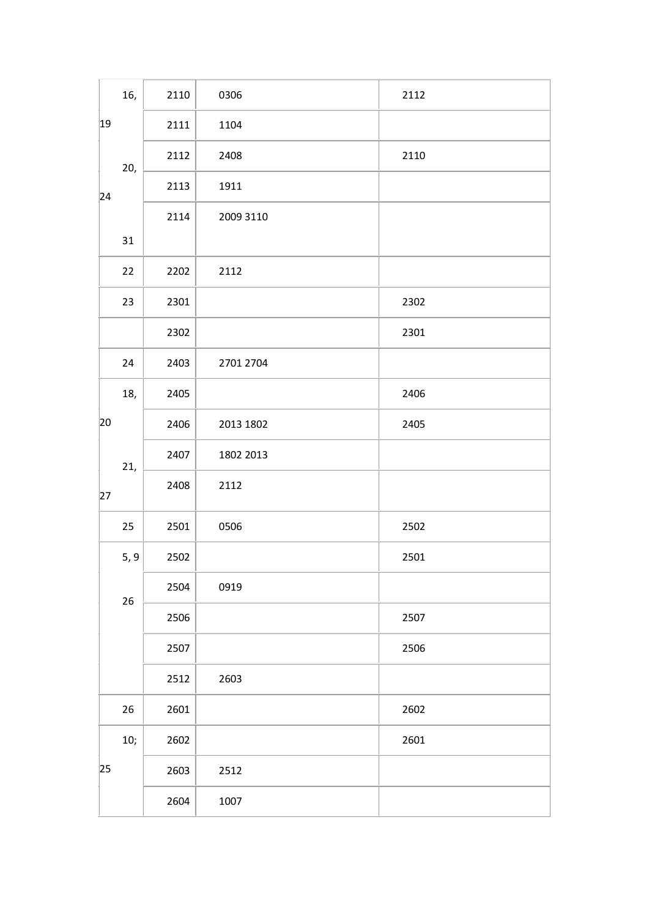| | | | |
|---|---|---|---|
| 16, 19 | 2110 | 0306 | 2112 |
| | 2111 | 1104 | |
| 20, 24 | 2112 | 2408 | 2110 |
| | 2113 | 1911 | |
| 31 | 2114 | 2009 3110 | |
| 22 | 2202 | 2112 | |
| 23 | 2301 | | 2302 |
| | 2302 | | 2301 |
| 24 | 2403 | 2701 2704 | |
| 18, 20 | 2405 | | 2406 |
| | 2406 | 2013 1802 | 2405 |
| 21, 27 | 2407 | 1802 2013 | |
| | 2408 | 2112 | |
| 25 | 2501 | 0506 | 2502 |
| 5, 9 26 | 2502 | | 2501 |
| | 2504 | 0919 | |
| | 2506 | | 2507 |
| | 2507 | | 2506 |
| | 2512 | 2603 | |
| 26 | 2601 | | 2602 |
| 10; 25 | 2602 | | 2601 |
| | 2603 | 2512 | |
| | 2604 | 1007 | |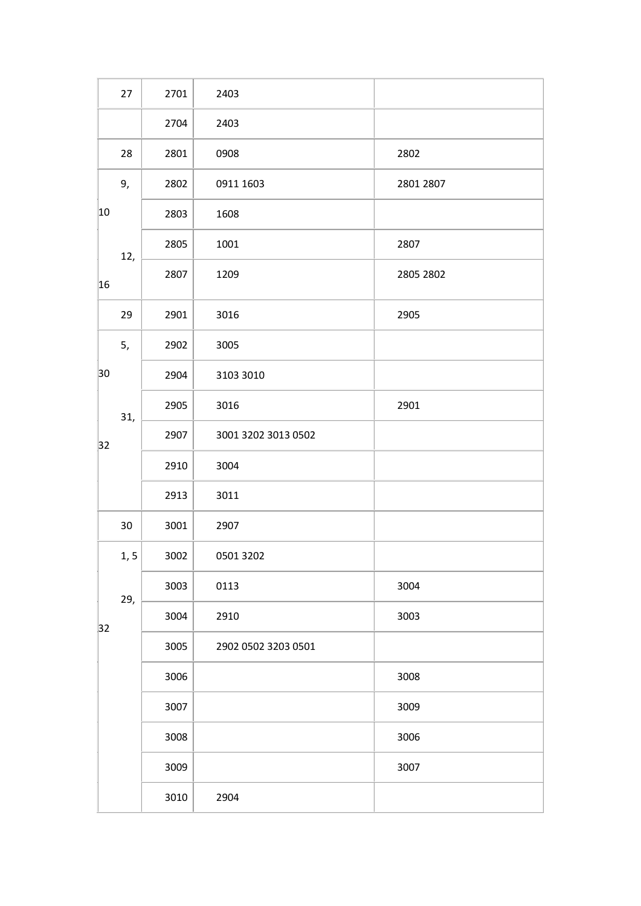| | | | |
|---|---|---|---|
| 27 | 2701 | 2403 | |
| | 2704 | 2403 | |
| 28 | 2801 | 0908 | 2802 |
| 9, 10 | 2802 | 0911 1603 | 2801 2807 |
| | 2803 | 1608 | |
| 12, 16 | 2805 | 1001 | 2807 |
| | 2807 | 1209 | 2805 2802 |
| 29 | 2901 | 3016 | 2905 |
| 5, 30 | 2902 | 3005 | |
| | 2904 | 3103 3010 | |
| 31, 32 | 2905 | 3016 | 2901 |
| | 2907 | 3001 3202 3013 0502 | |
| | 2910 | 3004 | |
| | 2913 | 3011 | |
| 30 | 3001 | 2907 | |
| 1, 5 | 3002 | 0501 3202 | |
| 29, 32 | 3003 | 0113 | 3004 |
| | 3004 | 2910 | 3003 |
| | 3005 | 2902 0502 3203 0501 | |
| | 3006 | | 3008 |
| | 3007 | | 3009 |
| | 3008 | | 3006 |
| | 3009 | | 3007 |
| | 3010 | 2904 | |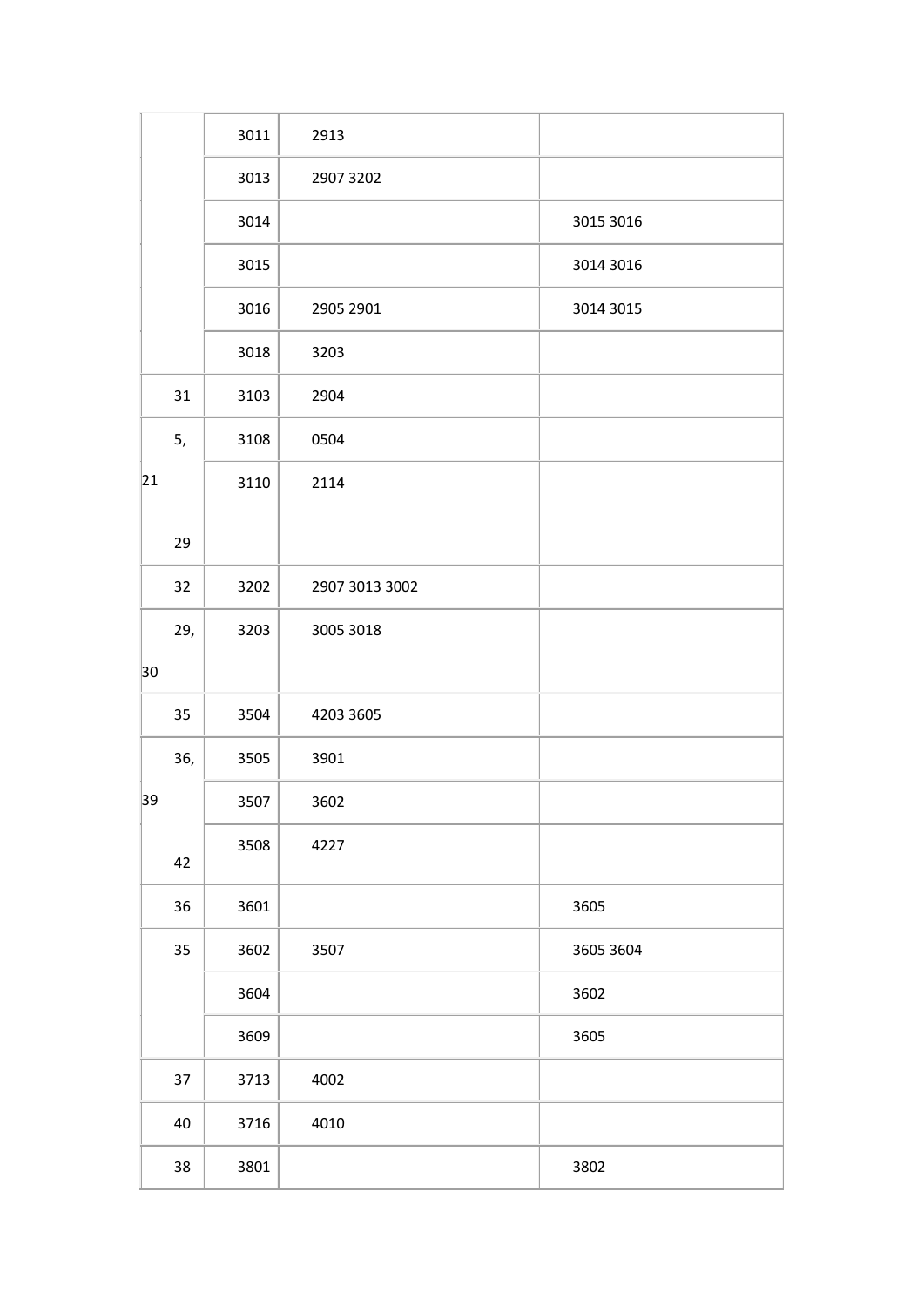| | | | |
|---|---|---|---|
| | 3011 | 2913 | |
| | 3013 | 2907 3202 | |
| | 3014 | | 3015 3016 |
| | 3015 | | 3014 3016 |
| | 3016 | 2905 2901 | 3014 3015 |
| | 3018 | 3203 | |
| 31 | 3103 | 2904 | |
| 5, | 3108 | 0504 | |
| 21 29 | 3110 | 2114 | |
| 32 | 3202 | 2907 3013 3002 | |
| 29, 30 | 3203 | 3005 3018 | |
| 35 | 3504 | 4203 3605 | |
| 36, | 3505 | 3901 | |
| 39 | 3507 | 3602 | |
| 42 | 3508 | 4227 | |
| 36 | 3601 | | 3605 |
| 35 | 3602 | 3507 | 3605 3604 |
| | 3604 | | 3602 |
| | 3609 | | 3605 |
| 37 | 3713 | 4002 | |
| 40 | 3716 | 4010 | |
| 38 | 3801 | | 3802 |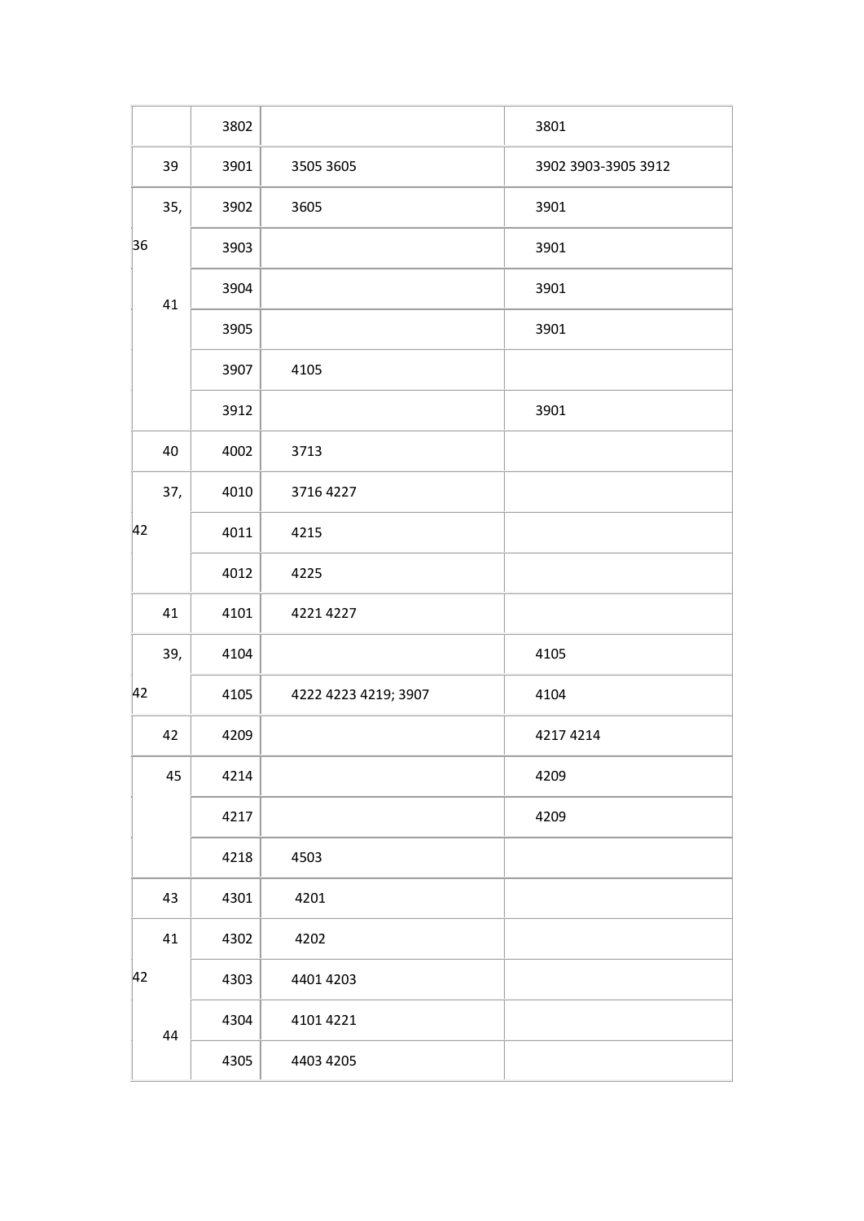| | | | |
|---|---|---|---|
| | 3802 | | 3801 |
| 39 | 3901 | 3505 3605 | 3902 3903-3905 3912 |
| 35, 36 41 | 3902 | 3605 | 3901 |
| | 3903 | | 3901 |
| | 3904 | | 3901 |
| | 3905 | | 3901 |
| | 3907 | 4105 | |
| | 3912 | | 3901 |
| 40 | 4002 | 3713 | |
| 37, 42 | 4010 | 3716 4227 | |
| | 4011 | 4215 | |
| | 4012 | 4225 | |
| 41 | 4101 | 4221 4227 | |
| 39, 42 | 4104 | | 4105 |
| | 4105 | 4222 4223 4219; 3907 | 4104 |
| 42 | 4209 | | 4217 4214 |
| 45 | 4214 | | 4209 |
| | 4217 | | 4209 |
| | 4218 | 4503 | |
| 43 | 4301 | 4201 | |
| 41 42 44 | 4302 | 4202 | |
| | 4303 | 4401 4203 | |
| | 4304 | 4101 4221 | |
| | 4305 | 4403 4205 | |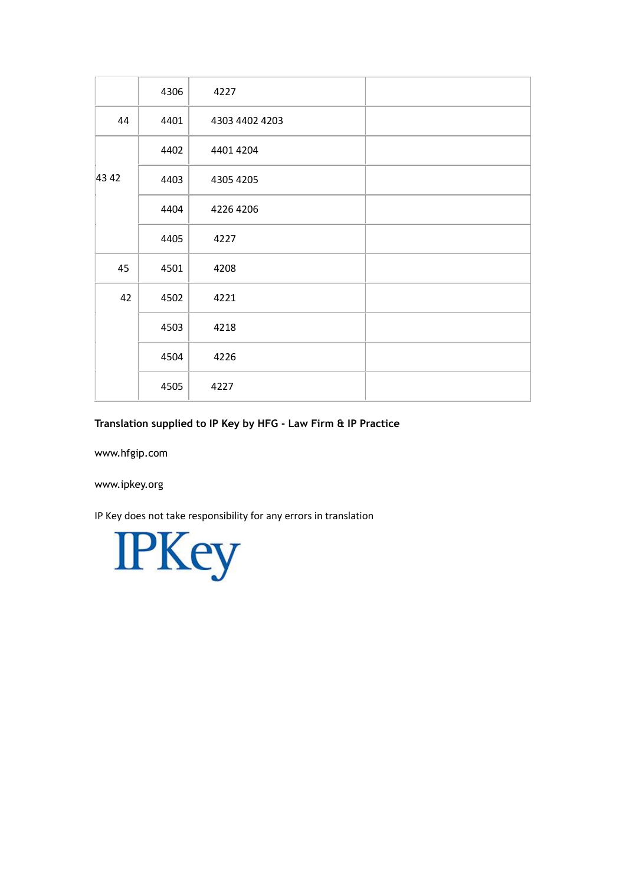| | | | |
|---|---|---|---|
| | 4306 | 4227 | |
| 44 | 4401 | 4303 4402 4203 | |
| | 4402 | 4401 4204 | |
| 43 42 | 4403 | 4305 4205 | |
| | 4404 | 4226 4206 | |
| | 4405 | 4227 | |
| 45 | 4501 | 4208 | |
| 42 | 4502 | 4221 | |
| | 4503 | 4218 | |
| | 4504 | 4226 | |
| | 4505 | 4227 | |

**Translation supplied to IP Key by HFG - Law Firm & IP Practice**

www.hfgip.com

www.ipkey.org

IP Key does not take responsibility for any errors in translation

IPKey